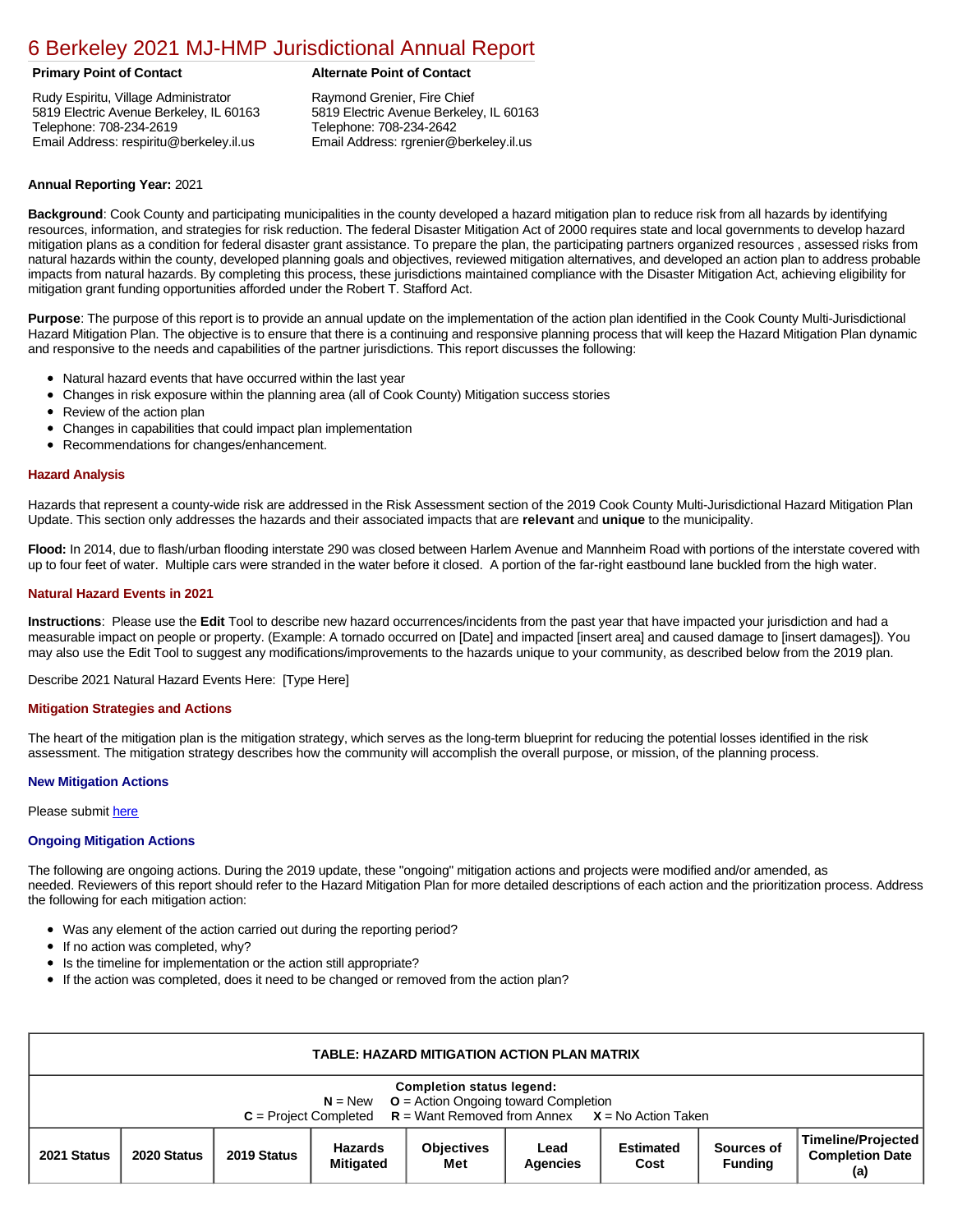# 6 Berkeley 2021 MJ-HMP Jurisdictional Annual Report

**Primary Point of Contact**

Rudy Espiritu, Village Administrator
5819 Electric Avenue Berkeley, IL 60163
Telephone: 708-234-2619
Email Address: respiritu@berkeley.il.us

**Alternate Point of Contact**

Raymond Grenier, Fire Chief
5819 Electric Avenue Berkeley, IL 60163
Telephone: 708-234-2642
Email Address: rgrenier@berkeley.il.us

**Annual Reporting Year:** 2021

**Background**: Cook County and participating municipalities in the county developed a hazard mitigation plan to reduce risk from all hazards by identifying resources, information, and strategies for risk reduction. The federal Disaster Mitigation Act of 2000 requires state and local governments to develop hazard mitigation plans as a condition for federal disaster grant assistance. To prepare the plan, the participating partners organized resources , assessed risks from natural hazards within the county, developed planning goals and objectives, reviewed mitigation alternatives, and developed an action plan to address probable impacts from natural hazards. By completing this process, these jurisdictions maintained compliance with the Disaster Mitigation Act, achieving eligibility for mitigation grant funding opportunities afforded under the Robert T. Stafford Act.

**Purpose**: The purpose of this report is to provide an annual update on the implementation of the action plan identified in the Cook County Multi-Jurisdictional Hazard Mitigation Plan. The objective is to ensure that there is a continuing and responsive planning process that will keep the Hazard Mitigation Plan dynamic and responsive to the needs and capabilities of the partner jurisdictions. This report discusses the following:

- Natural hazard events that have occurred within the last year
- Changes in risk exposure within the planning area (all of Cook County) Mitigation success stories
- Review of the action plan
- Changes in capabilities that could impact plan implementation
- Recommendations for changes/enhancement.

### Hazard Analysis

Hazards that represent a county-wide risk are addressed in the Risk Assessment section of the 2019 Cook County Multi-Jurisdictional Hazard Mitigation Plan Update. This section only addresses the hazards and their associated impacts that are **relevant** and **unique** to the municipality.

**Flood:** In 2014, due to flash/urban flooding interstate 290 was closed between Harlem Avenue and Mannheim Road with portions of the interstate covered with up to four feet of water. Multiple cars were stranded in the water before it closed. A portion of the far-right eastbound lane buckled from the high water.

### Natural Hazard Events in 2021

**Instructions**: Please use the **Edit** Tool to describe new hazard occurrences/incidents from the past year that have impacted your jurisdiction and had a measurable impact on people or property. (Example: A tornado occurred on [Date] and impacted [insert area] and caused damage to [insert damages]). You may also use the Edit Tool to suggest any modifications/improvements to the hazards unique to your community, as described below from the 2019 plan.

Describe 2021 Natural Hazard Events Here: [Type Here]

### Mitigation Strategies and Actions

The heart of the mitigation plan is the mitigation strategy, which serves as the long-term blueprint for reducing the potential losses identified in the risk assessment. The mitigation strategy describes how the community will accomplish the overall purpose, or mission, of the planning process.

### New Mitigation Actions

Please submit here

### Ongoing Mitigation Actions

The following are ongoing actions. During the 2019 update, these "ongoing" mitigation actions and projects were modified and/or amended, as needed. Reviewers of this report should refer to the Hazard Mitigation Plan for more detailed descriptions of each action and the prioritization process. Address the following for each mitigation action:

- Was any element of the action carried out during the reporting period?
- If no action was completed, why?
- Is the timeline for implementation or the action still appropriate?
- If the action was completed, does it need to be changed or removed from the action plan?

**TABLE: HAZARD MITIGATION ACTION PLAN MATRIX**

**Completion status legend:**
**N** = New **O** = Action Ongoing toward Completion
**C** = Project Completed **R** = Want Removed from Annex **X** = No Action Taken

| 2021 Status | 2020 Status | 2019 Status | Hazards Mitigated | Objectives Met | Lead Agencies | Estimated Cost | Sources of Funding | Timeline/Projected Completion Date (a) |
|---|---|---|---|---|---|---|---|---|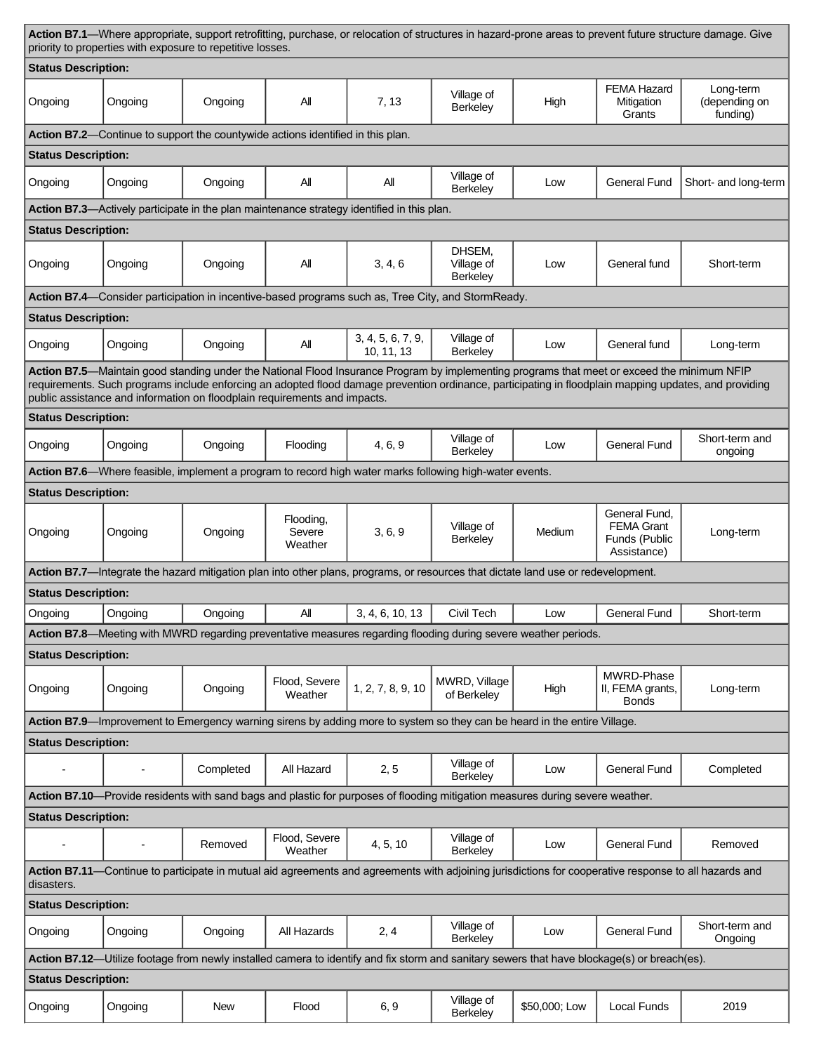| | | | | | | | | |
|---|---|---|---|---|---|---|---|---|
| **Action B7.1**—Where appropriate, support retrofitting, purchase, or relocation of structures in hazard-prone areas to prevent future structure damage. Give priority to properties with exposure to repetitive losses. | | | | | | | | |
| **Status Description:** | | | | | | | | |
| Ongoing | Ongoing | Ongoing | All | 7, 13 | Village of Berkeley | High | FEMA Hazard Mitigation Grants | Long-term (depending on funding) |
| **Action B7.2**—Continue to support the countywide actions identified in this plan. | | | | | | | | |
| **Status Description:** | | | | | | | | |
| Ongoing | Ongoing | Ongoing | All | All | Village of Berkeley | Low | General Fund | Short- and long-term |
| **Action B7.3**—Actively participate in the plan maintenance strategy identified in this plan. | | | | | | | | |
| **Status Description:** | | | | | | | | |
| Ongoing | Ongoing | Ongoing | All | 3, 4, 6 | DHSEM, Village of Berkeley | Low | General fund | Short-term |
| **Action B7.4**—Consider participation in incentive-based programs such as, Tree City, and StormReady. | | | | | | | | |
| **Status Description:** | | | | | | | | |
| Ongoing | Ongoing | Ongoing | All | 3, 4, 5, 6, 7, 9, 10, 11, 13 | Village of Berkeley | Low | General fund | Long-term |
| **Action B7.5**—Maintain good standing under the National Flood Insurance Program by implementing programs that meet or exceed the minimum NFIP requirements. Such programs include enforcing an adopted flood damage prevention ordinance, participating in floodplain mapping updates, and providing public assistance and information on floodplain requirements and impacts. | | | | | | | | |
| **Status Description:** | | | | | | | | |
| Ongoing | Ongoing | Ongoing | Flooding | 4, 6, 9 | Village of Berkeley | Low | General Fund | Short-term and ongoing |
| **Action B7.6**—Where feasible, implement a program to record high water marks following high-water events. | | | | | | | | |
| **Status Description:** | | | | | | | | |
| Ongoing | Ongoing | Ongoing | Flooding, Severe Weather | 3, 6, 9 | Village of Berkeley | Medium | General Fund, FEMA Grant Funds (Public Assistance) | Long-term |
| **Action B7.7**—Integrate the hazard mitigation plan into other plans, programs, or resources that dictate land use or redevelopment. | | | | | | | | |
| **Status Description:** | | | | | | | | |
| Ongoing | Ongoing | Ongoing | All | 3, 4, 6, 10, 13 | Civil Tech | Low | General Fund | Short-term |
| **Action B7.8**—Meeting with MWRD regarding preventative measures regarding flooding during severe weather periods. | | | | | | | | |
| **Status Description:** | | | | | | | | |
| Ongoing | Ongoing | Ongoing | Flood, Severe Weather | 1, 2, 7, 8, 9, 10 | MWRD, Village of Berkeley | High | MWRD-Phase II, FEMA grants, Bonds | Long-term |
| **Action B7.9**—Improvement to Emergency warning sirens by adding more to system so they can be heard in the entire Village. | | | | | | | | |
| **Status Description:** | | | | | | | | |
| - | - | Completed | All Hazard | 2, 5 | Village of Berkeley | Low | General Fund | Completed |
| **Action B7.10**—Provide residents with sand bags and plastic for purposes of flooding mitigation measures during severe weather. | | | | | | | | |
| **Status Description:** | | | | | | | | |
| - | - | Removed | Flood, Severe Weather | 4, 5, 10 | Village of Berkeley | Low | General Fund | Removed |
| **Action B7.11**—Continue to participate in mutual aid agreements and agreements with adjoining jurisdictions for cooperative response to all hazards and disasters. | | | | | | | | |
| **Status Description:** | | | | | | | | |
| Ongoing | Ongoing | Ongoing | All Hazards | 2, 4 | Village of Berkeley | Low | General Fund | Short-term and Ongoing |
| **Action B7.12**—Utilize footage from newly installed camera to identify and fix storm and sanitary sewers that have blockage(s) or breach(es). | | | | | | | | |
| **Status Description:** | | | | | | | | |
| Ongoing | Ongoing | New | Flood | 6, 9 | Village of Berkeley | $50,000; Low | Local Funds | 2019 |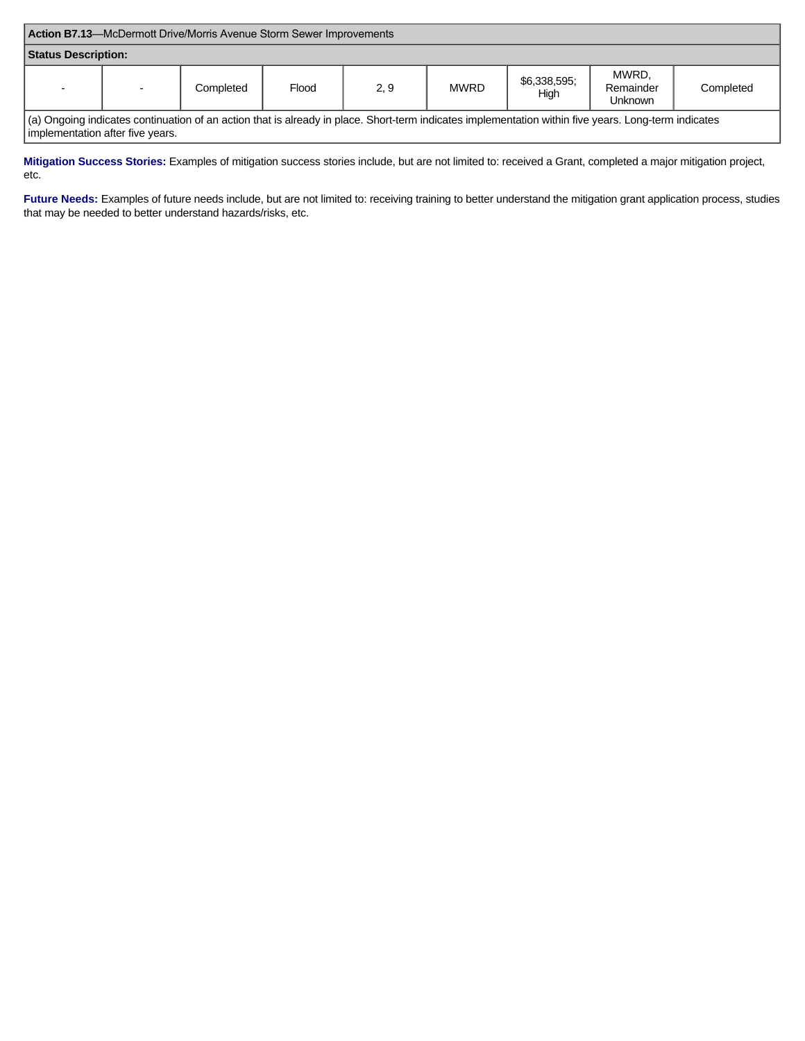| Action B7.13—McDermott Drive/Morris Avenue Storm Sewer Improvements | | | | | | | | |
|---|---|---|---|---|---|---|---|---|
| **Status Description:** | | | | | | | | |
| - | - | Completed | Flood | 2, 9 | MWRD | $6,338,595; High | MWRD, Remainder Unknown | Completed |
| (a) Ongoing indicates continuation of an action that is already in place. Short-term indicates implementation within five years. Long-term indicates implementation after five years. | | | | | | | | |

**Mitigation Success Stories:** Examples of mitigation success stories include, but are not limited to: received a Grant, completed a major mitigation project, etc.

**Future Needs:** Examples of future needs include, but are not limited to: receiving training to better understand the mitigation grant application process, studies that may be needed to better understand hazards/risks, etc.